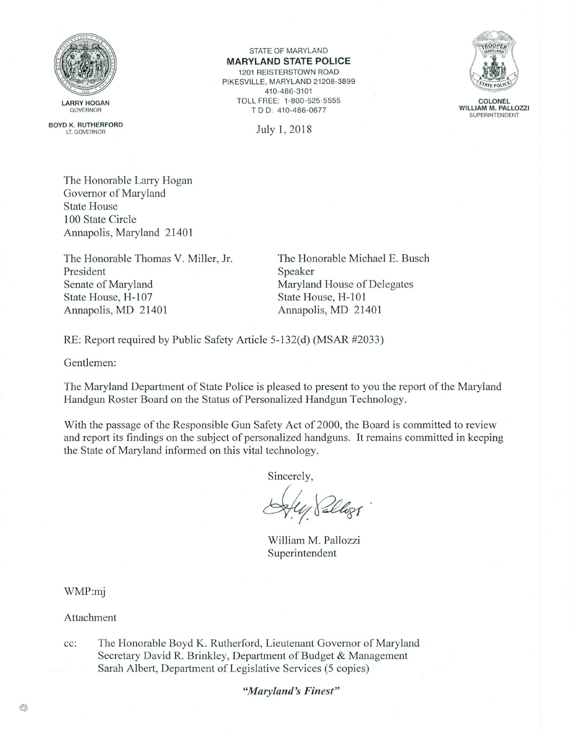LARRY HOGAN
GOVERNOR

BOYD K. RUTHERFORD
LT. GOVERNOR

STATE OF MARYLAND
**MARYLAND STATE POLICE**
1201 REISTERSTOWN ROAD
PIKESVILLE, MARYLAND 21208-3899
410-486-3101
TOLL FREE: 1-800-525-5555
T D D: 410-486-0677

COLONEL
WILLIAM M. PALLOZZI
SUPERINTENDENT

July 1, 2018

The Honorable Larry Hogan
Governor of Maryland
State House
100 State Circle
Annapolis, Maryland 21401

The Honorable Thomas V. Miller, Jr.
President
Senate of Maryland
State House, H-107
Annapolis, MD 21401

The Honorable Michael E. Busch
Speaker
Maryland House of Delegates
State House, H-101
Annapolis, MD 21401

RE: Report required by Public Safety Article 5-132(d) (MSAR #2033)

Gentlemen:

The Maryland Department of State Police is pleased to present to you the report of the Maryland Handgun Roster Board on the Status of Personalized Handgun Technology.

With the passage of the Responsible Gun Safety Act of 2000, the Board is committed to review and report its findings on the subject of personalized handguns. It remains committed in keeping the State of Maryland informed on this vital technology.

Sincerely,

William M. Pallozzi
Superintendent

WMP:mj

Attachment

cc: The Honorable Boyd K. Rutherford, Lieutenant Governor of Maryland
Secretary David R. Brinkley, Department of Budget & Management
Sarah Albert, Department of Legislative Services (5 copies)

*"Maryland's Finest"*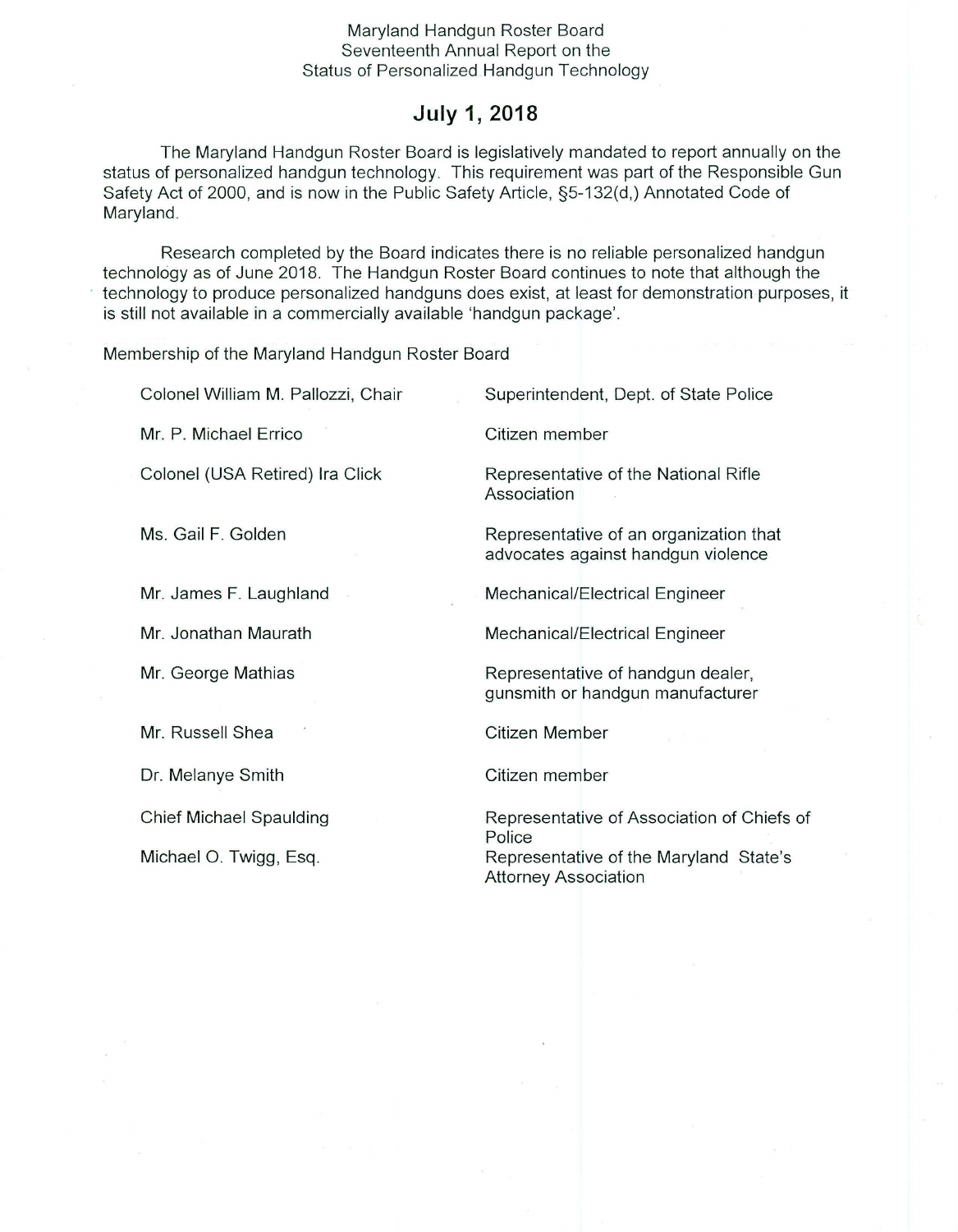Maryland Handgun Roster Board
Seventeenth Annual Report on the
Status of Personalized Handgun Technology

## July 1, 2018

The Maryland Handgun Roster Board is legislatively mandated to report annually on the status of personalized handgun technology. This requirement was part of the Responsible Gun Safety Act of 2000, and is now in the Public Safety Article, §5-132(d,) Annotated Code of Maryland.

Research completed by the Board indicates there is no reliable personalized handgun technology as of June 2018. The Handgun Roster Board continues to note that although the technology to produce personalized handguns does exist, at least for demonstration purposes, it is still not available in a commercially available 'handgun package'.

Membership of the Maryland Handgun Roster Board

| | |
|---|---|
| Colonel William M. Pallozzi, Chair | Superintendent, Dept. of State Police |
| Mr. P. Michael Errico | Citizen member |
| Colonel (USA Retired) Ira Click | Representative of the National Rifle Association |
| Ms. Gail F. Golden | Representative of an organization that advocates against handgun violence |
| Mr. James F. Laughland | Mechanical/Electrical Engineer |
| Mr. Jonathan Maurath | Mechanical/Electrical Engineer |
| Mr. George Mathias | Representative of handgun dealer, gunsmith or handgun manufacturer |
| Mr. Russell Shea | Citizen Member |
| Dr. Melanye Smith | Citizen member |
| Chief Michael Spaulding | Representative of Association of Chiefs of Police |
| Michael O. Twigg, Esq. | Representative of the Maryland State's Attorney Association |